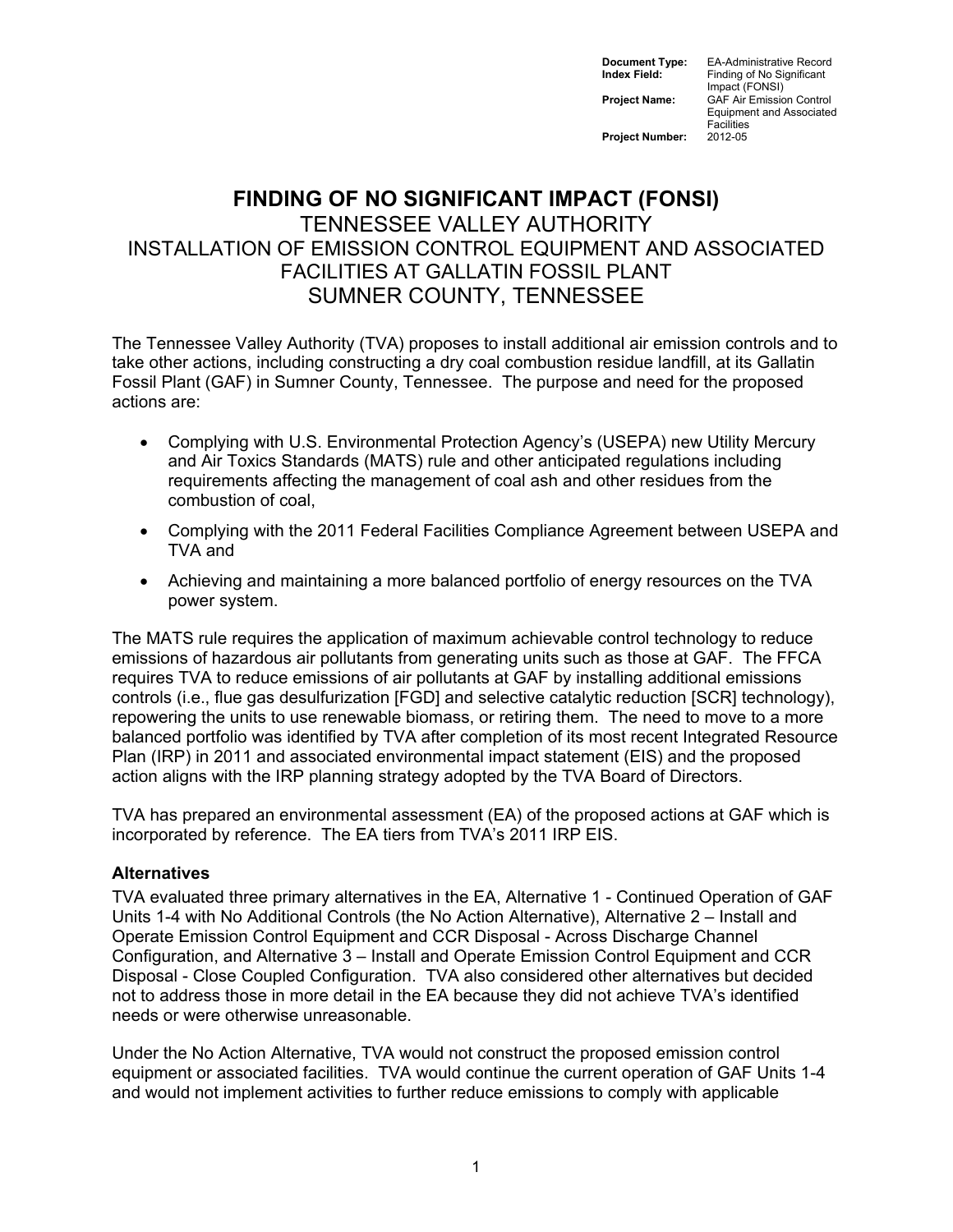| | |
|---|---|
| **Document Type:** | EA-Administrative Record |
| **Index Field:** | Finding of No Significant Impact (FONSI) |
| **Project Name:** | GAF Air Emission Control Equipment and Associated Facilities |
| **Project Number:** | 2012-05 |

# FINDING OF NO SIGNIFICANT IMPACT (FONSI)

## TENNESSEE VALLEY AUTHORITY
## INSTALLATION OF EMISSION CONTROL EQUIPMENT AND ASSOCIATED FACILITIES AT GALLATIN FOSSIL PLANT
## SUMNER COUNTY, TENNESSEE

The Tennessee Valley Authority (TVA) proposes to install additional air emission controls and to take other actions, including constructing a dry coal combustion residue landfill, at its Gallatin Fossil Plant (GAF) in Sumner County, Tennessee. The purpose and need for the proposed actions are:

- Complying with U.S. Environmental Protection Agency's (USEPA) new Utility Mercury and Air Toxics Standards (MATS) rule and other anticipated regulations including requirements affecting the management of coal ash and other residues from the combustion of coal,
- Complying with the 2011 Federal Facilities Compliance Agreement between USEPA and TVA and
- Achieving and maintaining a more balanced portfolio of energy resources on the TVA power system.

The MATS rule requires the application of maximum achievable control technology to reduce emissions of hazardous air pollutants from generating units such as those at GAF. The FFCA requires TVA to reduce emissions of air pollutants at GAF by installing additional emissions controls (i.e., flue gas desulfurization [FGD] and selective catalytic reduction [SCR] technology), repowering the units to use renewable biomass, or retiring them. The need to move to a more balanced portfolio was identified by TVA after completion of its most recent Integrated Resource Plan (IRP) in 2011 and associated environmental impact statement (EIS) and the proposed action aligns with the IRP planning strategy adopted by the TVA Board of Directors.

TVA has prepared an environmental assessment (EA) of the proposed actions at GAF which is incorporated by reference. The EA tiers from TVA's 2011 IRP EIS.

### Alternatives

TVA evaluated three primary alternatives in the EA, Alternative 1 - Continued Operation of GAF Units 1-4 with No Additional Controls (the No Action Alternative), Alternative 2 – Install and Operate Emission Control Equipment and CCR Disposal - Across Discharge Channel Configuration, and Alternative 3 – Install and Operate Emission Control Equipment and CCR Disposal - Close Coupled Configuration. TVA also considered other alternatives but decided not to address those in more detail in the EA because they did not achieve TVA's identified needs or were otherwise unreasonable.

Under the No Action Alternative, TVA would not construct the proposed emission control equipment or associated facilities. TVA would continue the current operation of GAF Units 1-4 and would not implement activities to further reduce emissions to comply with applicable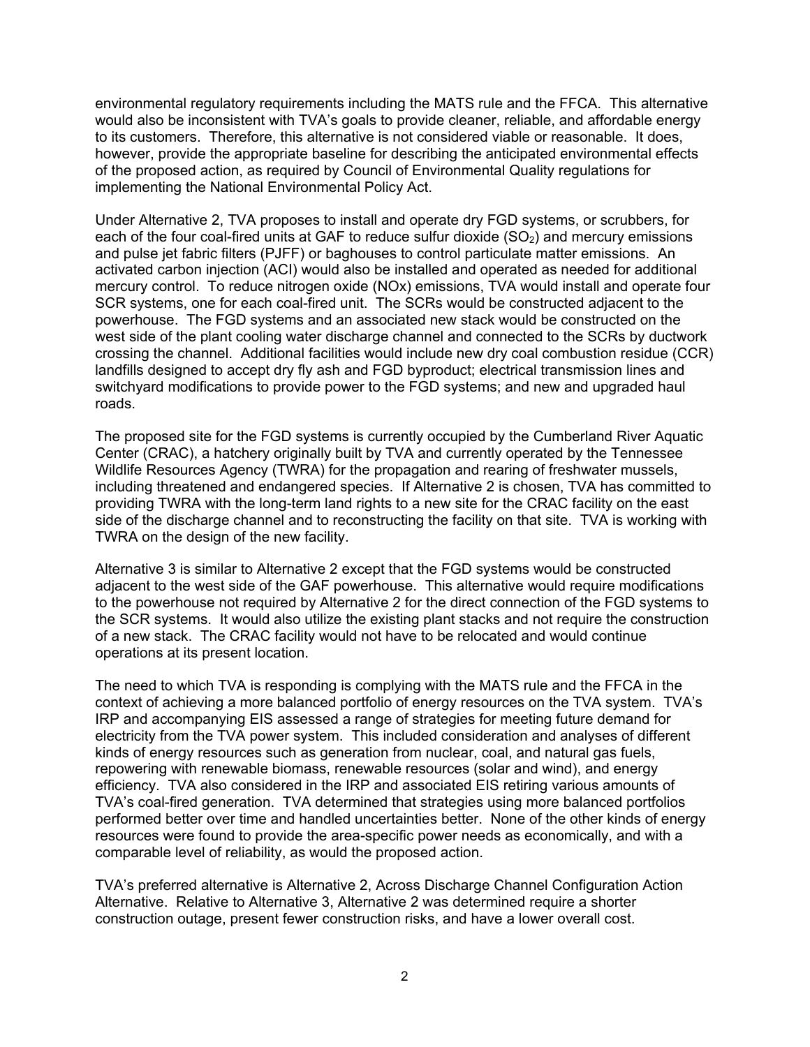environmental regulatory requirements including the MATS rule and the FFCA. This alternative would also be inconsistent with TVA's goals to provide cleaner, reliable, and affordable energy to its customers. Therefore, this alternative is not considered viable or reasonable. It does, however, provide the appropriate baseline for describing the anticipated environmental effects of the proposed action, as required by Council of Environmental Quality regulations for implementing the National Environmental Policy Act.

Under Alternative 2, TVA proposes to install and operate dry FGD systems, or scrubbers, for each of the four coal-fired units at GAF to reduce sulfur dioxide ($SO_2$) and mercury emissions and pulse jet fabric filters (PJFF) or baghouses to control particulate matter emissions. An activated carbon injection (ACI) would also be installed and operated as needed for additional mercury control. To reduce nitrogen oxide (NOx) emissions, TVA would install and operate four SCR systems, one for each coal-fired unit. The SCRs would be constructed adjacent to the powerhouse. The FGD systems and an associated new stack would be constructed on the west side of the plant cooling water discharge channel and connected to the SCRs by ductwork crossing the channel. Additional facilities would include new dry coal combustion residue (CCR) landfills designed to accept dry fly ash and FGD byproduct; electrical transmission lines and switchyard modifications to provide power to the FGD systems; and new and upgraded haul roads.

The proposed site for the FGD systems is currently occupied by the Cumberland River Aquatic Center (CRAC), a hatchery originally built by TVA and currently operated by the Tennessee Wildlife Resources Agency (TWRA) for the propagation and rearing of freshwater mussels, including threatened and endangered species. If Alternative 2 is chosen, TVA has committed to providing TWRA with the long-term land rights to a new site for the CRAC facility on the east side of the discharge channel and to reconstructing the facility on that site. TVA is working with TWRA on the design of the new facility.

Alternative 3 is similar to Alternative 2 except that the FGD systems would be constructed adjacent to the west side of the GAF powerhouse. This alternative would require modifications to the powerhouse not required by Alternative 2 for the direct connection of the FGD systems to the SCR systems. It would also utilize the existing plant stacks and not require the construction of a new stack. The CRAC facility would not have to be relocated and would continue operations at its present location.

The need to which TVA is responding is complying with the MATS rule and the FFCA in the context of achieving a more balanced portfolio of energy resources on the TVA system. TVA's IRP and accompanying EIS assessed a range of strategies for meeting future demand for electricity from the TVA power system. This included consideration and analyses of different kinds of energy resources such as generation from nuclear, coal, and natural gas fuels, repowering with renewable biomass, renewable resources (solar and wind), and energy efficiency. TVA also considered in the IRP and associated EIS retiring various amounts of TVA's coal-fired generation. TVA determined that strategies using more balanced portfolios performed better over time and handled uncertainties better. None of the other kinds of energy resources were found to provide the area-specific power needs as economically, and with a comparable level of reliability, as would the proposed action.

TVA's preferred alternative is Alternative 2, Across Discharge Channel Configuration Action Alternative. Relative to Alternative 3, Alternative 2 was determined require a shorter construction outage, present fewer construction risks, and have a lower overall cost.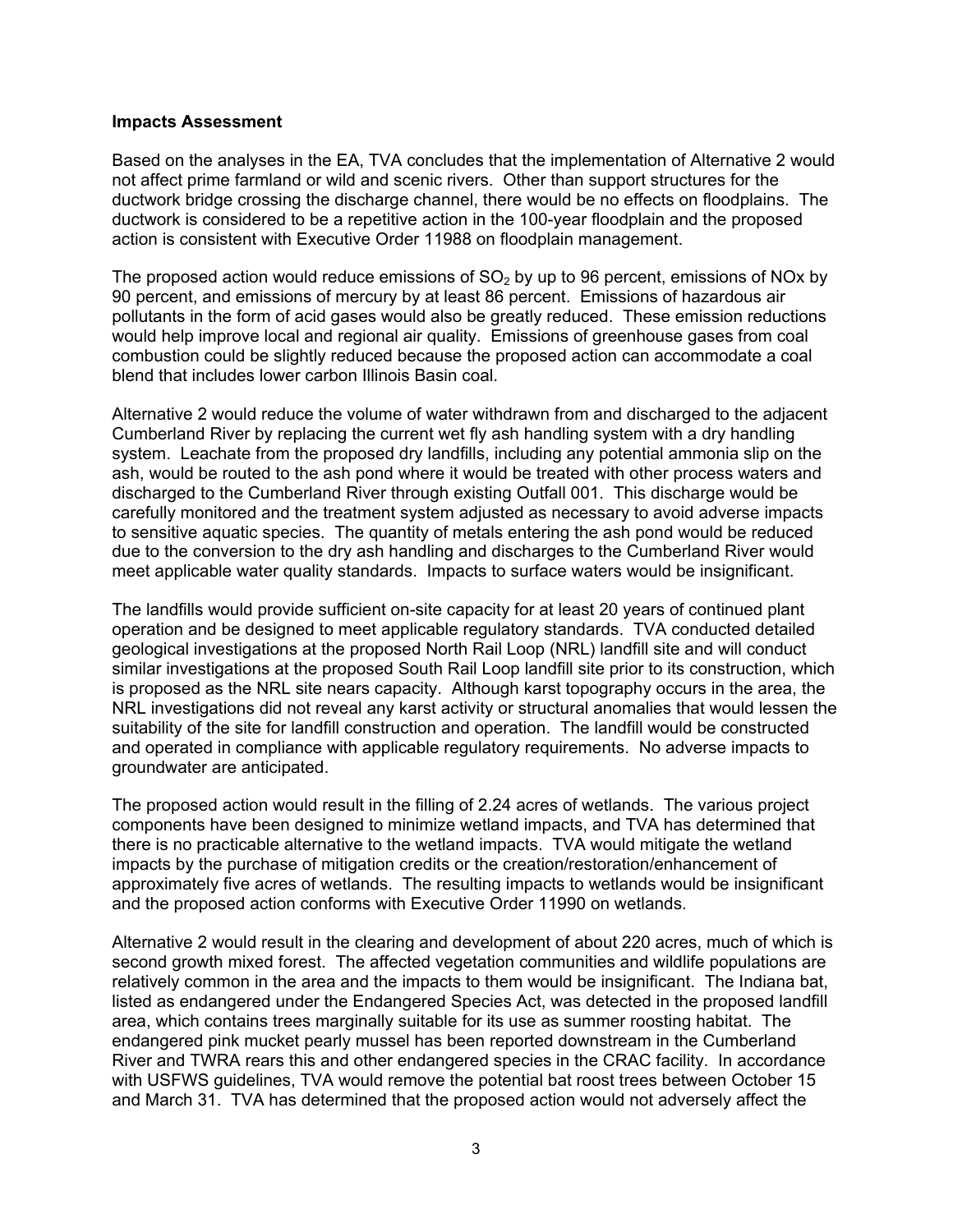**Impacts Assessment**

Based on the analyses in the EA, TVA concludes that the implementation of Alternative 2 would not affect prime farmland or wild and scenic rivers. Other than support structures for the ductwork bridge crossing the discharge channel, there would be no effects on floodplains. The ductwork is considered to be a repetitive action in the 100-year floodplain and the proposed action is consistent with Executive Order 11988 on floodplain management.

The proposed action would reduce emissions of $SO_2$ by up to 96 percent, emissions of NOx by 90 percent, and emissions of mercury by at least 86 percent. Emissions of hazardous air pollutants in the form of acid gases would also be greatly reduced. These emission reductions would help improve local and regional air quality. Emissions of greenhouse gases from coal combustion could be slightly reduced because the proposed action can accommodate a coal blend that includes lower carbon Illinois Basin coal.

Alternative 2 would reduce the volume of water withdrawn from and discharged to the adjacent Cumberland River by replacing the current wet fly ash handling system with a dry handling system. Leachate from the proposed dry landfills, including any potential ammonia slip on the ash, would be routed to the ash pond where it would be treated with other process waters and discharged to the Cumberland River through existing Outfall 001. This discharge would be carefully monitored and the treatment system adjusted as necessary to avoid adverse impacts to sensitive aquatic species. The quantity of metals entering the ash pond would be reduced due to the conversion to the dry ash handling and discharges to the Cumberland River would meet applicable water quality standards. Impacts to surface waters would be insignificant.

The landfills would provide sufficient on-site capacity for at least 20 years of continued plant operation and be designed to meet applicable regulatory standards. TVA conducted detailed geological investigations at the proposed North Rail Loop (NRL) landfill site and will conduct similar investigations at the proposed South Rail Loop landfill site prior to its construction, which is proposed as the NRL site nears capacity. Although karst topography occurs in the area, the NRL investigations did not reveal any karst activity or structural anomalies that would lessen the suitability of the site for landfill construction and operation. The landfill would be constructed and operated in compliance with applicable regulatory requirements. No adverse impacts to groundwater are anticipated.

The proposed action would result in the filling of 2.24 acres of wetlands. The various project components have been designed to minimize wetland impacts, and TVA has determined that there is no practicable alternative to the wetland impacts. TVA would mitigate the wetland impacts by the purchase of mitigation credits or the creation/restoration/enhancement of approximately five acres of wetlands. The resulting impacts to wetlands would be insignificant and the proposed action conforms with Executive Order 11990 on wetlands.

Alternative 2 would result in the clearing and development of about 220 acres, much of which is second growth mixed forest. The affected vegetation communities and wildlife populations are relatively common in the area and the impacts to them would be insignificant. The Indiana bat, listed as endangered under the Endangered Species Act, was detected in the proposed landfill area, which contains trees marginally suitable for its use as summer roosting habitat. The endangered pink mucket pearly mussel has been reported downstream in the Cumberland River and TWRA rears this and other endangered species in the CRAC facility. In accordance with USFWS guidelines, TVA would remove the potential bat roost trees between October 15 and March 31. TVA has determined that the proposed action would not adversely affect the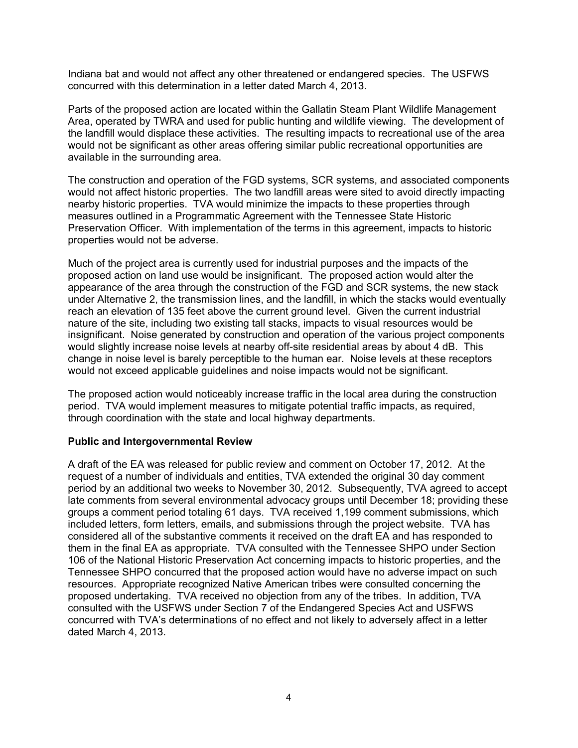Indiana bat and would not affect any other threatened or endangered species. The USFWS concurred with this determination in a letter dated March 4, 2013.

Parts of the proposed action are located within the Gallatin Steam Plant Wildlife Management Area, operated by TWRA and used for public hunting and wildlife viewing. The development of the landfill would displace these activities. The resulting impacts to recreational use of the area would not be significant as other areas offering similar public recreational opportunities are available in the surrounding area.

The construction and operation of the FGD systems, SCR systems, and associated components would not affect historic properties. The two landfill areas were sited to avoid directly impacting nearby historic properties. TVA would minimize the impacts to these properties through measures outlined in a Programmatic Agreement with the Tennessee State Historic Preservation Officer. With implementation of the terms in this agreement, impacts to historic properties would not be adverse.

Much of the project area is currently used for industrial purposes and the impacts of the proposed action on land use would be insignificant. The proposed action would alter the appearance of the area through the construction of the FGD and SCR systems, the new stack under Alternative 2, the transmission lines, and the landfill, in which the stacks would eventually reach an elevation of 135 feet above the current ground level. Given the current industrial nature of the site, including two existing tall stacks, impacts to visual resources would be insignificant. Noise generated by construction and operation of the various project components would slightly increase noise levels at nearby off-site residential areas by about 4 dB. This change in noise level is barely perceptible to the human ear. Noise levels at these receptors would not exceed applicable guidelines and noise impacts would not be significant.

The proposed action would noticeably increase traffic in the local area during the construction period. TVA would implement measures to mitigate potential traffic impacts, as required, through coordination with the state and local highway departments.

**Public and Intergovernmental Review**

A draft of the EA was released for public review and comment on October 17, 2012. At the request of a number of individuals and entities, TVA extended the original 30 day comment period by an additional two weeks to November 30, 2012. Subsequently, TVA agreed to accept late comments from several environmental advocacy groups until December 18; providing these groups a comment period totaling 61 days. TVA received 1,199 comment submissions, which included letters, form letters, emails, and submissions through the project website. TVA has considered all of the substantive comments it received on the draft EA and has responded to them in the final EA as appropriate. TVA consulted with the Tennessee SHPO under Section 106 of the National Historic Preservation Act concerning impacts to historic properties, and the Tennessee SHPO concurred that the proposed action would have no adverse impact on such resources. Appropriate recognized Native American tribes were consulted concerning the proposed undertaking. TVA received no objection from any of the tribes. In addition, TVA consulted with the USFWS under Section 7 of the Endangered Species Act and USFWS concurred with TVA's determinations of no effect and not likely to adversely affect in a letter dated March 4, 2013.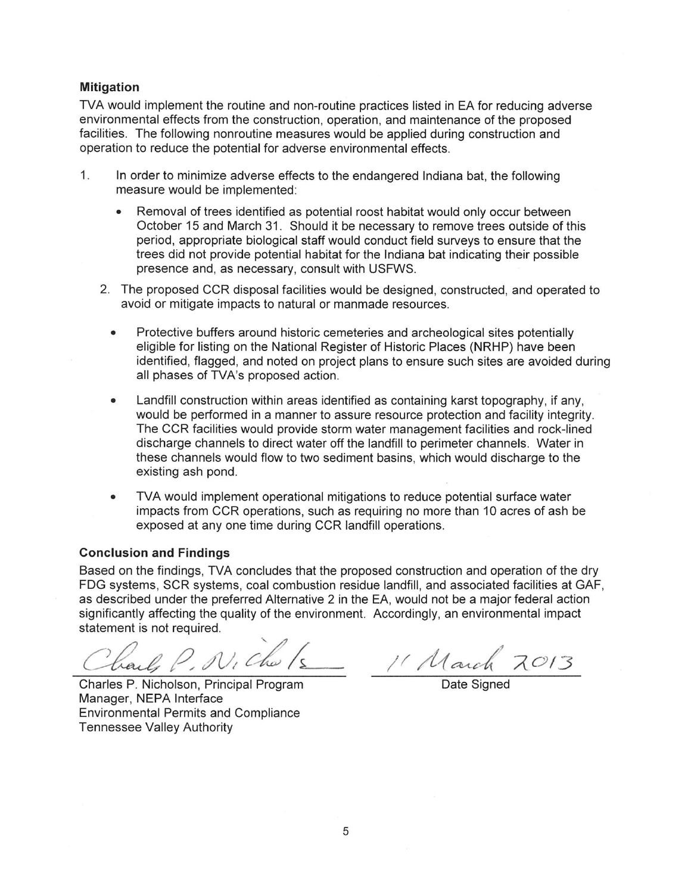### Mitigation

TVA would implement the routine and non-routine practices listed in EA for reducing adverse environmental effects from the construction, operation, and maintenance of the proposed facilities. The following nonroutine measures would be applied during construction and operation to reduce the potential for adverse environmental effects.

1. In order to minimize adverse effects to the endangered Indiana bat, the following measure would be implemented:
   - Removal of trees identified as potential roost habitat would only occur between October 15 and March 31. Should it be necessary to remove trees outside of this period, appropriate biological staff would conduct field surveys to ensure that the trees did not provide potential habitat for the Indiana bat indicating their possible presence and, as necessary, consult with USFWS.
2. The proposed CCR disposal facilities would be designed, constructed, and operated to avoid or mitigate impacts to natural or manmade resources.
   - Protective buffers around historic cemeteries and archeological sites potentially eligible for listing on the National Register of Historic Places (NRHP) have been identified, flagged, and noted on project plans to ensure such sites are avoided during all phases of TVA's proposed action.
   - Landfill construction within areas identified as containing karst topography, if any, would be performed in a manner to assure resource protection and facility integrity. The CCR facilities would provide storm water management facilities and rock-lined discharge channels to direct water off the landfill to perimeter channels. Water in these channels would flow to two sediment basins, which would discharge to the existing ash pond.
   - TVA would implement operational mitigations to reduce potential surface water impacts from CCR operations, such as requiring no more than 10 acres of ash be exposed at any one time during CCR landfill operations.

### Conclusion and Findings

Based on the findings, TVA concludes that the proposed construction and operation of the dry FDG systems, SCR systems, coal combustion residue landfill, and associated facilities at GAF, as described under the preferred Alternative 2 in the EA, would not be a major federal action significantly affecting the quality of the environment. Accordingly, an environmental impact statement is not required.

Charles P. Nicholson, Principal Program Manager, NEPA Interface
Environmental Permits and Compliance
Tennessee Valley Authority

11 March 2013
Date Signed